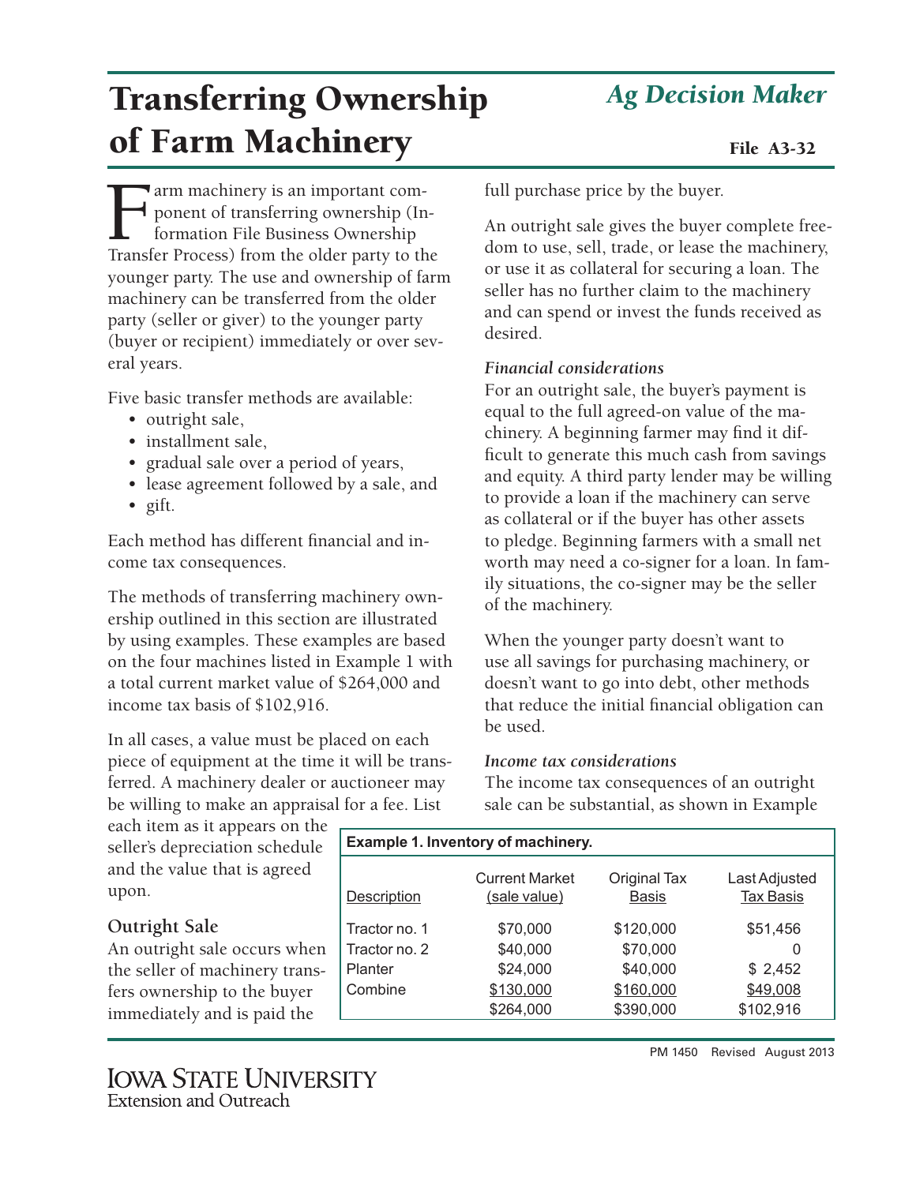# Transferring Ownership of Farm Machinery

*Ag Decision Maker*

**File A3-32**

Farm machinery is an important component of transferring ownership (Information File Business Ownership Transfer Process) from the older party to the younger party. The use and ownership of farm machinery can be transferred from the older party (seller or giver) to the younger party (buyer or recipient) immediately or over several years.

Five basic transfer methods are available:

- outright sale,
- installment sale,
- gradual sale over a period of years,
- lease agreement followed by a sale, and
- gift.

Each method has different financial and income tax consequences.

The methods of transferring machinery ownership outlined in this section are illustrated by using examples. These examples are based on the four machines listed in Example 1 with a total current market value of $264,000 and income tax basis of $102,916.

In all cases, a value must be placed on each piece of equipment at the time it will be transferred. A machinery dealer or auctioneer may be willing to make an appraisal for a fee. List each item as it appears on the seller's depreciation schedule and the value that is agreed upon.

## Outright Sale

An outright sale occurs when the seller of machinery transfers ownership to the buyer immediately and is paid the full purchase price by the buyer.

An outright sale gives the buyer complete freedom to use, sell, trade, or lease the machinery, or use it as collateral for securing a loan. The seller has no further claim to the machinery and can spend or invest the funds received as desired.

### *Financial considerations*

For an outright sale, the buyer's payment is equal to the full agreed-on value of the machinery. A beginning farmer may find it difficult to generate this much cash from savings and equity. A third party lender may be willing to provide a loan if the machinery can serve as collateral or if the buyer has other assets to pledge. Beginning farmers with a small net worth may need a co-signer for a loan. In family situations, the co-signer may be the seller of the machinery.

When the younger party doesn't want to use all savings for purchasing machinery, or doesn't want to go into debt, other methods that reduce the initial financial obligation can be used.

### *Income tax considerations*

The income tax consequences of an outright sale can be substantial, as shown in Example

**Example 1. Inventory of machinery.**

| Description | Current Market (sale value) | Original Tax Basis | Last Adjusted Tax Basis |
|---|---|---|---|
| Tractor no. 1 | $70,000 | $120,000 | $51,456 |
| Tractor no. 2 | $40,000 | $70,000 | 0 |
| Planter | $24,000 | $40,000 | $ 2,452 |
| Combine | $130,000 | $160,000 | $49,008 |
| | $264,000 | $390,000 | $102,916 |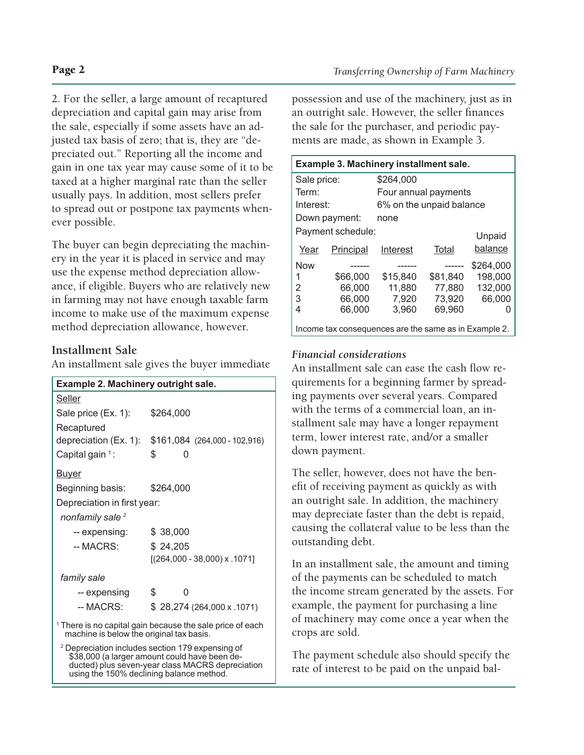2. For the seller, a large amount of recaptured depreciation and capital gain may arise from the sale, especially if some assets have an adjusted tax basis of zero; that is, they are "depreciated out." Reporting all the income and gain in one tax year may cause some of it to be taxed at a higher marginal rate than the seller usually pays. In addition, most sellers prefer to spread out or postpone tax payments whenever possible.

The buyer can begin depreciating the machinery in the year it is placed in service and may use the expense method depreciation allowance, if eligible. Buyers who are relatively new in farming may not have enough taxable farm income to make use of the maximum expense method depreciation allowance, however.

## Installment Sale

An installment sale gives the buyer immediate possession and use of the machinery, just as in an outright sale. However, the seller finances the sale for the purchaser, and periodic payments are made, as shown in Example 3.

**Example 2. Machinery outright sale.**

| | |
|---|---|
| Seller | |
| Sale price (Ex. 1): | $264,000 |
| Recaptured depreciation (Ex. 1): | $161,084 (264,000 - 102,916) |
| Capital gain [1]: | $ 0 |
| Buyer | |
| Beginning basis: | $264,000 |
| Depreciation in first year: | |
| *nonfamily sale* [2] | |
| -- expensing: | $ 38,000 |
| -- MACRS: | $ 24,205 [(264,000 - 38,000) x .1071] |
| *family sale* | |
| -- expensing | $ 0 |
| -- MACRS: | $ 28,274 (264,000 x .1071) |

[1] There is no capital gain because the sale price of each machine is below the original tax basis.

[2] Depreciation includes section 179 expensing of $38,000 (a larger amount could have been deducted) plus seven-year class MACRS depreciation using the 150% declining balance method.

**Example 3. Machinery installment sale.**

Sale price: $264,000
Term: Four annual payments
Interest: 6% on the unpaid balance
Down payment: none
Payment schedule:

| Year | Principal | Interest | Total | Unpaid balance |
|---|---|---|---|---|
| Now | ------ | ------ | ------ | $264,000 |
| 1 | $66,000 | $15,840 | $81,840 | 198,000 |
| 2 | 66,000 | 11,880 | 77,880 | 132,000 |
| 3 | 66,000 | 7,920 | 73,920 | 66,000 |
| 4 | 66,000 | 3,960 | 69,960 | 0 |

Income tax consequences are the same as in Example 2.

### *Financial considerations*

An installment sale can ease the cash flow requirements for a beginning farmer by spreading payments over several years. Compared with the terms of a commercial loan, an installment sale may have a longer repayment term, lower interest rate, and/or a smaller down payment.

The seller, however, does not have the benefit of receiving payment as quickly as with an outright sale. In addition, the machinery may depreciate faster than the debt is repaid, causing the collateral value to be less than the outstanding debt.

In an installment sale, the amount and timing of the payments can be scheduled to match the income stream generated by the assets. For example, the payment for purchasing a line of machinery may come once a year when the crops are sold.

The payment schedule also should specify the rate of interest to be paid on the unpaid bal-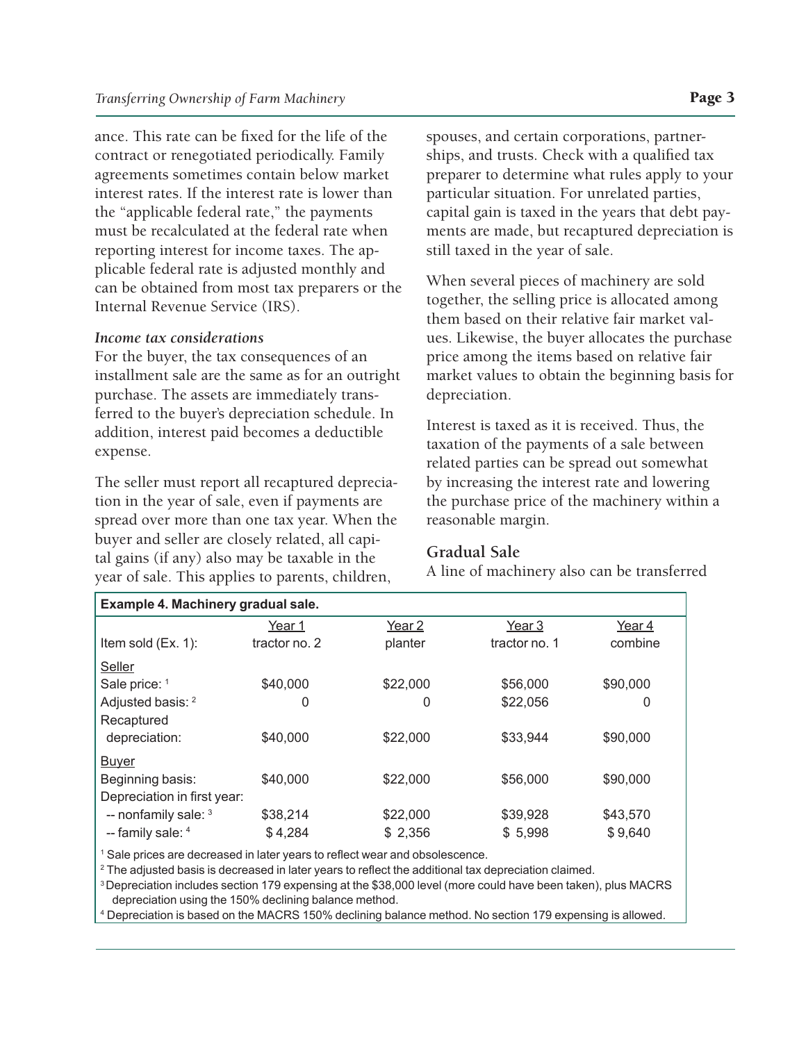ance. This rate can be fixed for the life of the contract or renegotiated periodically. Family agreements sometimes contain below market interest rates. If the interest rate is lower than the "applicable federal rate," the payments must be recalculated at the federal rate when reporting interest for income taxes. The applicable federal rate is adjusted monthly and can be obtained from most tax preparers or the Internal Revenue Service (IRS).

***Income tax considerations***

For the buyer, the tax consequences of an installment sale are the same as for an outright purchase. The assets are immediately transferred to the buyer's depreciation schedule. In addition, interest paid becomes a deductible expense.

The seller must report all recaptured depreciation in the year of sale, even if payments are spread over more than one tax year. When the buyer and seller are closely related, all capital gains (if any) also may be taxable in the year of sale. This applies to parents, children, spouses, and certain corporations, partnerships, and trusts. Check with a qualified tax preparer to determine what rules apply to your particular situation. For unrelated parties, capital gain is taxed in the years that debt payments are made, but recaptured depreciation is still taxed in the year of sale.

When several pieces of machinery are sold together, the selling price is allocated among them based on their relative fair market values. Likewise, the buyer allocates the purchase price among the items based on relative fair market values to obtain the beginning basis for depreciation.

Interest is taxed as it is received. Thus, the taxation of the payments of a sale between related parties can be spread out somewhat by increasing the interest rate and lowering the purchase price of the machinery within a reasonable margin.

## Gradual Sale

A line of machinery also can be transferred

**Example 4. Machinery gradual sale.**

| | Year 1 | Year 2 | Year 3 | Year 4 |
|---|---|---|---|---|
| Item sold (Ex. 1): | tractor no. 2 | planter | tractor no. 1 | combine |
| Seller | | | | |
| Sale price: [1] | $40,000 | $22,000 | $56,000 | $90,000 |
| Adjusted basis: [2] | 0 | 0 | $22,056 | 0 |
| Recaptured depreciation: | $40,000 | $22,000 | $33,944 | $90,000 |
| Buyer | | | | |
| Beginning basis: | $40,000 | $22,000 | $56,000 | $90,000 |
| Depreciation in first year: | | | | |
| -- nonfamily sale: [3] | $38,214 | $22,000 | $39,928 | $43,570 |
| -- family sale: [4] | $4,284 | $2,356 | $5,998 | $9,640 |

[1] Sale prices are decreased in later years to reflect wear and obsolescence.
[2] The adjusted basis is decreased in later years to reflect the additional tax depreciation claimed.
[3] Depreciation includes section 179 expensing at the $38,000 level (more could have been taken), plus MACRS depreciation using the 150% declining balance method.
[4] Depreciation is based on the MACRS 150% declining balance method. No section 179 expensing is allowed.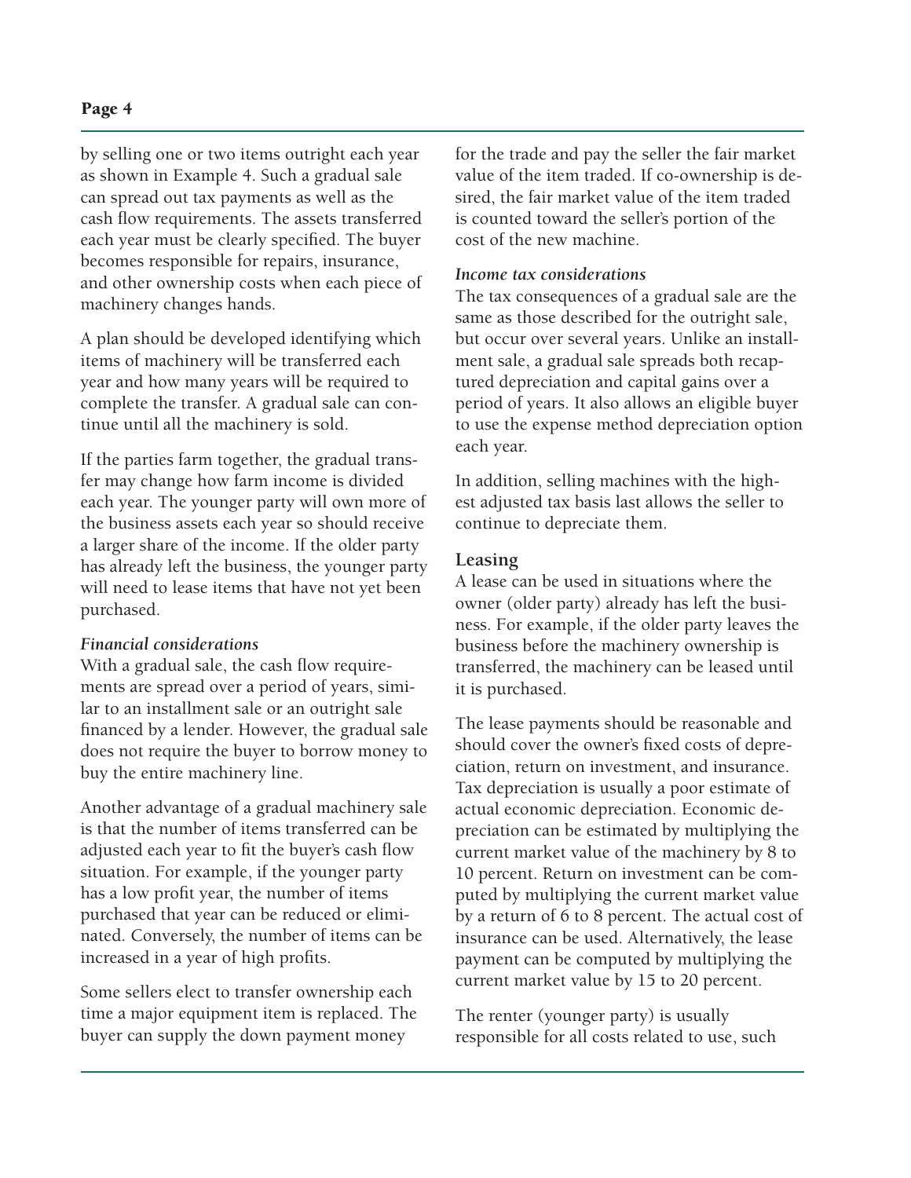by selling one or two items outright each year as shown in Example 4. Such a gradual sale can spread out tax payments as well as the cash flow requirements. The assets transferred each year must be clearly specified. The buyer becomes responsible for repairs, insurance, and other ownership costs when each piece of machinery changes hands.

A plan should be developed identifying which items of machinery will be transferred each year and how many years will be required to complete the transfer. A gradual sale can continue until all the machinery is sold.

If the parties farm together, the gradual transfer may change how farm income is divided each year. The younger party will own more of the business assets each year so should receive a larger share of the income. If the older party has already left the business, the younger party will need to lease items that have not yet been purchased.

### *Financial considerations*

With a gradual sale, the cash flow requirements are spread over a period of years, similar to an installment sale or an outright sale financed by a lender. However, the gradual sale does not require the buyer to borrow money to buy the entire machinery line.

Another advantage of a gradual machinery sale is that the number of items transferred can be adjusted each year to fit the buyer's cash flow situation. For example, if the younger party has a low profit year, the number of items purchased that year can be reduced or eliminated. Conversely, the number of items can be increased in a year of high profits.

Some sellers elect to transfer ownership each time a major equipment item is replaced. The buyer can supply the down payment money for the trade and pay the seller the fair market value of the item traded. If co-ownership is desired, the fair market value of the item traded is counted toward the seller's portion of the cost of the new machine.

### *Income tax considerations*

The tax consequences of a gradual sale are the same as those described for the outright sale, but occur over several years. Unlike an installment sale, a gradual sale spreads both recaptured depreciation and capital gains over a period of years. It also allows an eligible buyer to use the expense method depreciation option each year.

In addition, selling machines with the highest adjusted tax basis last allows the seller to continue to depreciate them.

## Leasing

A lease can be used in situations where the owner (older party) already has left the business. For example, if the older party leaves the business before the machinery ownership is transferred, the machinery can be leased until it is purchased.

The lease payments should be reasonable and should cover the owner's fixed costs of depreciation, return on investment, and insurance. Tax depreciation is usually a poor estimate of actual economic depreciation. Economic depreciation can be estimated by multiplying the current market value of the machinery by 8 to 10 percent. Return on investment can be computed by multiplying the current market value by a return of 6 to 8 percent. The actual cost of insurance can be used. Alternatively, the lease payment can be computed by multiplying the current market value by 15 to 20 percent.

The renter (younger party) is usually responsible for all costs related to use, such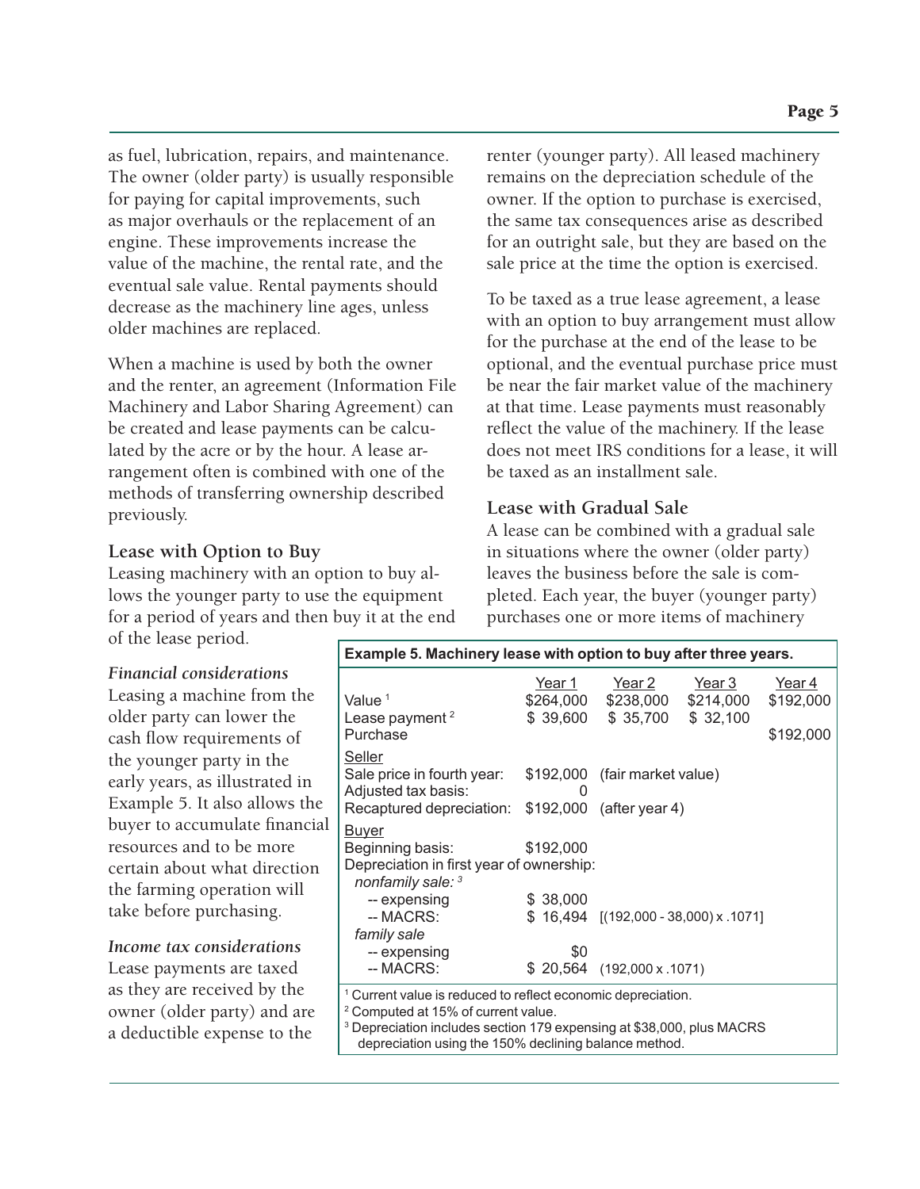as fuel, lubrication, repairs, and maintenance. The owner (older party) is usually responsible for paying for capital improvements, such as major overhauls or the replacement of an engine. These improvements increase the value of the machine, the rental rate, and the eventual sale value. Rental payments should decrease as the machinery line ages, unless older machines are replaced.

When a machine is used by both the owner and the renter, an agreement (Information File Machinery and Labor Sharing Agreement) can be created and lease payments can be calculated by the acre or by the hour. A lease arrangement often is combined with one of the methods of transferring ownership described previously.

### Lease with Option to Buy

Leasing machinery with an option to buy allows the younger party to use the equipment for a period of years and then buy it at the end of the lease period.

***Financial considerations***

Leasing a machine from the older party can lower the cash flow requirements of the younger party in the early years, as illustrated in Example 5. It also allows the buyer to accumulate financial resources and to be more certain about what direction the farming operation will take before purchasing.

***Income tax considerations***

Lease payments are taxed as they are received by the owner (older party) and are a deductible expense to the renter (younger party). All leased machinery remains on the depreciation schedule of the owner. If the option to purchase is exercised, the same tax consequences arise as described for an outright sale, but they are based on the sale price at the time the option is exercised.

To be taxed as a true lease agreement, a lease with an option to buy arrangement must allow for the purchase at the end of the lease to be optional, and the eventual purchase price must be near the fair market value of the machinery at that time. Lease payments must reasonably reflect the value of the machinery. If the lease does not meet IRS conditions for a lease, it will be taxed as an installment sale.

### Lease with Gradual Sale

A lease can be combined with a gradual sale in situations where the owner (older party) leaves the business before the sale is completed. Each year, the buyer (younger party) purchases one or more items of machinery

**Example 5. Machinery lease with option to buy after three years.**

| | Year 1 | Year 2 | Year 3 | Year 4 |
|---|---|---|---|---|
| Value [1] | $264,000 | $238,000 | $214,000 | $192,000 |
| Lease payment [2] | $ 39,600 | $ 35,700 | $ 32,100 | |
| Purchase | | | | $192,000 |
| **Seller** | | | | |
| Sale price in fourth year: | $192,000 | (fair market value) | | |
| Adjusted tax basis: | 0 | | | |
| Recaptured depreciation: | $192,000 | (after year 4) | | |
| **Buyer** | | | | |
| Beginning basis: | $192,000 | | | |
| Depreciation in first year of ownership: | | | | |
| *nonfamily sale:* [3] | | | | |
| -- expensing | $ 38,000 | | | |
| -- MACRS: | $ 16,494 | [(192,000 - 38,000) x .1071] | | |
| *family sale* | | | | |
| -- expensing | $0 | | | |
| -- MACRS: | $ 20,564 | (192,000 x .1071) | | |

[1] Current value is reduced to reflect economic depreciation.
[2] Computed at 15% of current value.
[3] Depreciation includes section 179 expensing at $38,000, plus MACRS depreciation using the 150% declining balance method.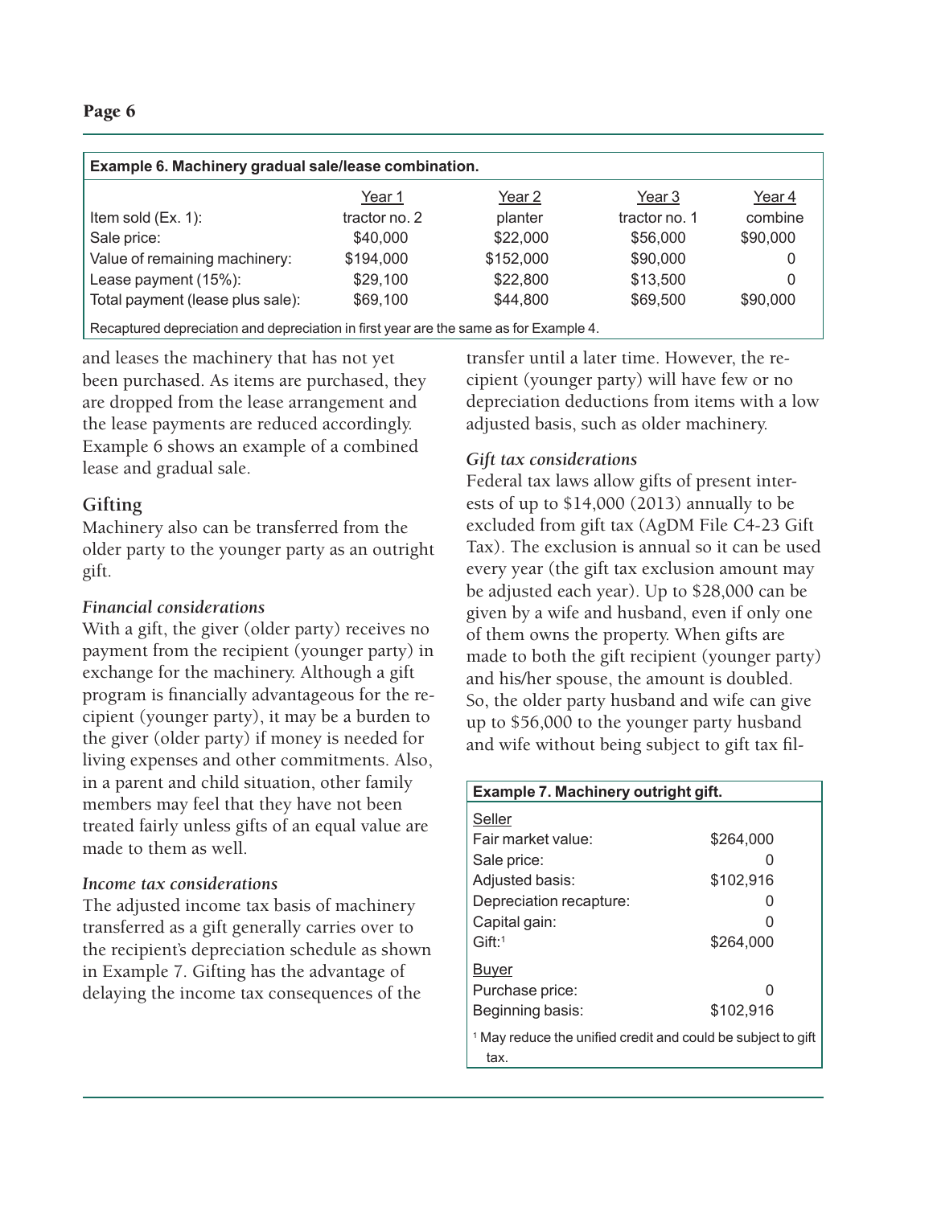**Example 6. Machinery gradual sale/lease combination.**

| | Year 1 | Year 2 | Year 3 | Year 4 |
|---|---|---|---|---|
| Item sold (Ex. 1): | tractor no. 2 | planter | tractor no. 1 | combine |
| Sale price: | $40,000 | $22,000 | $56,000 | $90,000 |
| Value of remaining machinery: | $194,000 | $152,000 | $90,000 | 0 |
| Lease payment (15%): | $29,100 | $22,800 | $13,500 | 0 |
| Total payment (lease plus sale): | $69,100 | $44,800 | $69,500 | $90,000 |

Recaptured depreciation and depreciation in first year are the same as for Example 4.

and leases the machinery that has not yet been purchased. As items are purchased, they are dropped from the lease arrangement and the lease payments are reduced accordingly. Example 6 shows an example of a combined lease and gradual sale.

## Gifting

Machinery also can be transferred from the older party to the younger party as an outright gift.

### *Financial considerations*

With a gift, the giver (older party) receives no payment from the recipient (younger party) in exchange for the machinery. Although a gift program is financially advantageous for the recipient (younger party), it may be a burden to the giver (older party) if money is needed for living expenses and other commitments. Also, in a parent and child situation, other family members may feel that they have not been treated fairly unless gifts of an equal value are made to them as well.

### *Income tax considerations*

The adjusted income tax basis of machinery transferred as a gift generally carries over to the recipient's depreciation schedule as shown in Example 7. Gifting has the advantage of delaying the income tax consequences of the transfer until a later time. However, the recipient (younger party) will have few or no depreciation deductions from items with a low adjusted basis, such as older machinery.

### *Gift tax considerations*

Federal tax laws allow gifts of present interests of up to $14,000 (2013) annually to be excluded from gift tax (AgDM File C4-23 Gift Tax). The exclusion is annual so it can be used every year (the gift tax exclusion amount may be adjusted each year). Up to $28,000 can be given by a wife and husband, even if only one of them owns the property. When gifts are made to both the gift recipient (younger party) and his/her spouse, the amount is doubled. So, the older party husband and wife can give up to $56,000 to the younger party husband and wife without being subject to gift tax fil-

**Example 7. Machinery outright gift.**

| | |
|---|---|
| **Seller** | |
| Fair market value: | $264,000 |
| Sale price: | 0 |
| Adjusted basis: | $102,916 |
| Depreciation recapture: | 0 |
| Capital gain: | 0 |
| Gift:[1] | $264,000 |
| **Buyer** | |
| Purchase price: | 0 |
| Beginning basis: | $102,916 |

[1] May reduce the unified credit and could be subject to gift tax.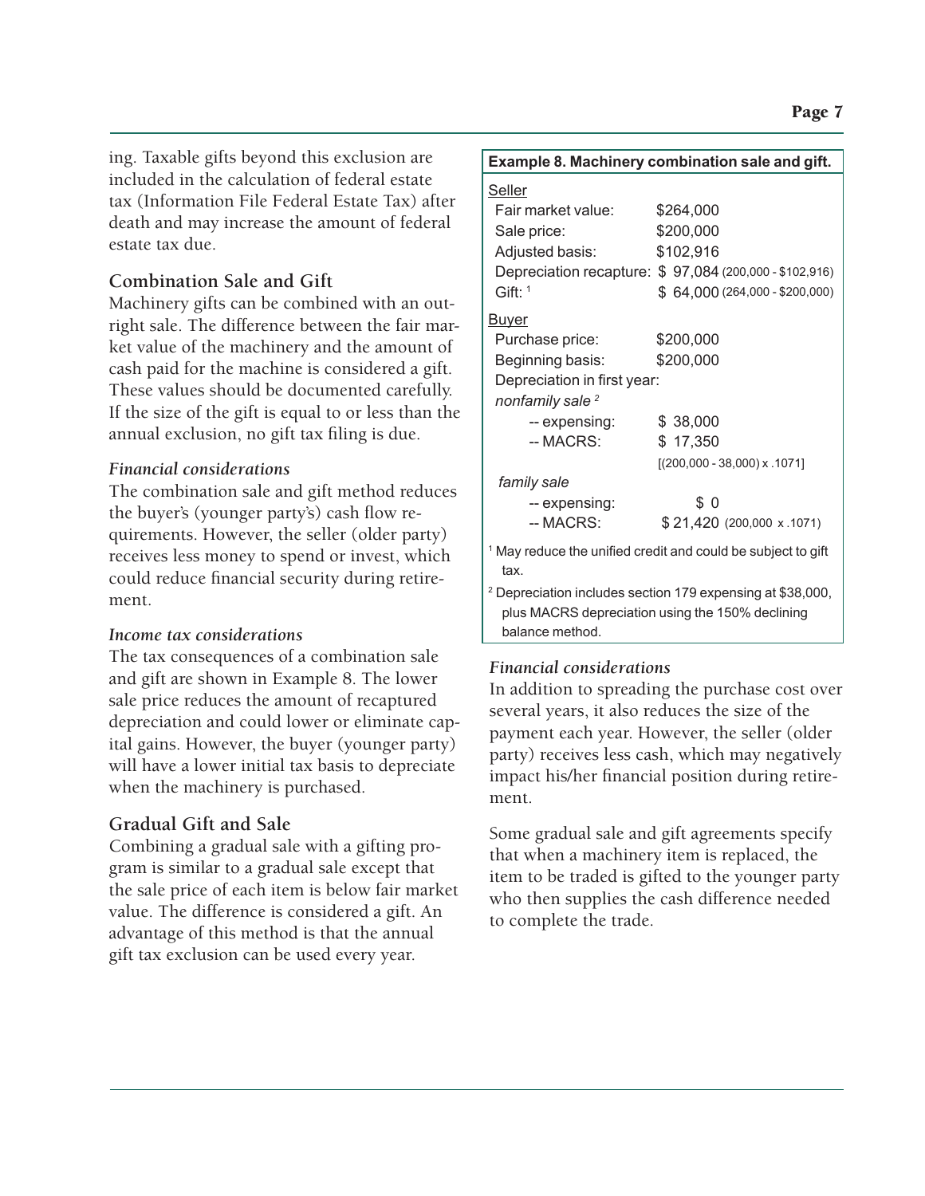ing. Taxable gifts beyond this exclusion are included in the calculation of federal estate tax (Information File Federal Estate Tax) after death and may increase the amount of federal estate tax due.

## Combination Sale and Gift

Machinery gifts can be combined with an outright sale. The difference between the fair market value of the machinery and the amount of cash paid for the machine is considered a gift. These values should be documented carefully. If the size of the gift is equal to or less than the annual exclusion, no gift tax filing is due.

### *Financial considerations*

The combination sale and gift method reduces the buyer's (younger party's) cash flow requirements. However, the seller (older party) receives less money to spend or invest, which could reduce financial security during retirement.

### *Income tax considerations*

The tax consequences of a combination sale and gift are shown in Example 8. The lower sale price reduces the amount of recaptured depreciation and could lower or eliminate capital gains. However, the buyer (younger party) will have a lower initial tax basis to depreciate when the machinery is purchased.

**Example 8. Machinery combination sale and gift.**

| | |
|---|---|
| **Seller** | |
| Fair market value: | $264,000 |
| Sale price: | $200,000 |
| Adjusted basis: | $102,916 |
| Depreciation recapture: | $ 97,084 (200,000 - $102,916) |
| Gift: [1] | $ 64,000 (264,000 - $200,000) |
| **Buyer** | |
| Purchase price: | $200,000 |
| Beginning basis: | $200,000 |
| Depreciation in first year: | |
| *nonfamily sale* [2] | |
| -- expensing: | $ 38,000 |
| -- MACRS: | $ 17,350 [(200,000 - 38,000) x .1071] |
| *family sale* | |
| -- expensing: | $ 0 |
| -- MACRS: | $ 21,420 (200,000 x .1071) |

[1] May reduce the unified credit and could be subject to gift tax.

[2] Depreciation includes section 179 expensing at $38,000, plus MACRS depreciation using the 150% declining balance method.

## Gradual Gift and Sale

Combining a gradual sale with a gifting program is similar to a gradual sale except that the sale price of each item is below fair market value. The difference is considered a gift. An advantage of this method is that the annual gift tax exclusion can be used every year.

### *Financial considerations*

In addition to spreading the purchase cost over several years, it also reduces the size of the payment each year. However, the seller (older party) receives less cash, which may negatively impact his/her financial position during retirement.

Some gradual sale and gift agreements specify that when a machinery item is replaced, the item to be traded is gifted to the younger party who then supplies the cash difference needed to complete the trade.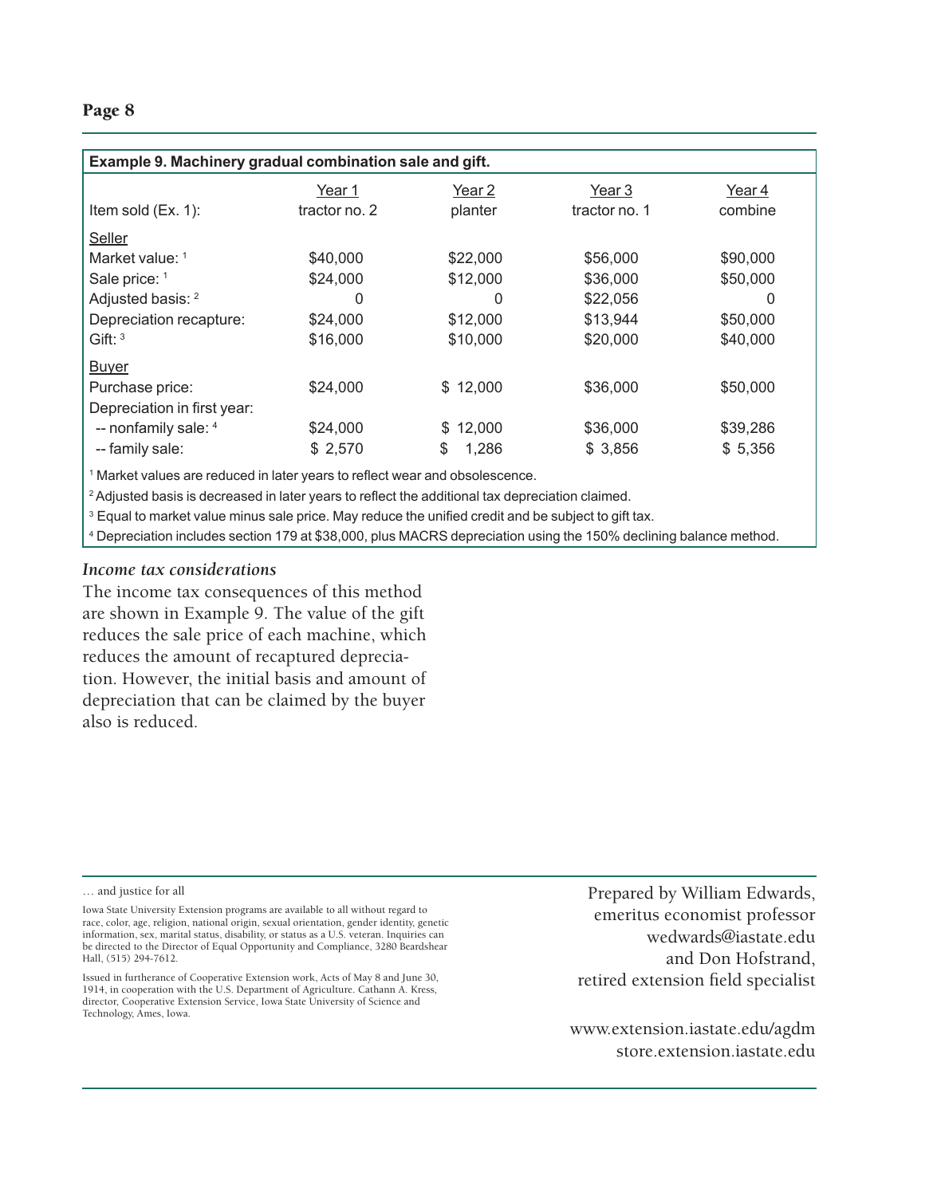| **Example 9. Machinery gradual combination sale and gift.** | | | | |
|---|---|---|---|---|
| | Year 1 | Year 2 | Year 3 | Year 4 |
| Item sold (Ex. 1): | tractor no. 2 | planter | tractor no. 1 | combine |
| Seller | | | | |
| Market value: [1] | $40,000 | $22,000 | $56,000 | $90,000 |
| Sale price: [1] | $24,000 | $12,000 | $36,000 | $50,000 |
| Adjusted basis: [2] | 0 | 0 | $22,056 | 0 |
| Depreciation recapture: | $24,000 | $12,000 | $13,944 | $50,000 |
| Gift: [3] | $16,000 | $10,000 | $20,000 | $40,000 |
| Buyer | | | | |
| Purchase price: | $24,000 | $ 12,000 | $36,000 | $50,000 |
| Depreciation in first year: | | | | |
| -- nonfamily sale: [4] | $24,000 | $ 12,000 | $36,000 | $39,286 |
| -- family sale: | $ 2,570 | $ 1,286 | $ 3,856 | $ 5,356 |

[1] Market values are reduced in later years to reflect wear and obsolescence.

[2] Adjusted basis is decreased in later years to reflect the additional tax depreciation claimed.

[3] Equal to market value minus sale price. May reduce the unified credit and be subject to gift tax.

[4] Depreciation includes section 179 at $38,000, plus MACRS depreciation using the 150% declining balance method.

### *Income tax considerations*

The income tax consequences of this method are shown in Example 9. The value of the gift reduces the sale price of each machine, which reduces the amount of recaptured depreciation. However, the initial basis and amount of depreciation that can be claimed by the buyer also is reduced.

… and justice for all

Iowa State University Extension programs are available to all without regard to race, color, age, religion, national origin, sexual orientation, gender identity, genetic information, sex, marital status, disability, or status as a U.S. veteran. Inquiries can be directed to the Director of Equal Opportunity and Compliance, 3280 Beardshear Hall, (515) 294-7612.

Issued in furtherance of Cooperative Extension work, Acts of May 8 and June 30, 1914, in cooperation with the U.S. Department of Agriculture. Cathann A. Kress, director, Cooperative Extension Service, Iowa State University of Science and Technology, Ames, Iowa.

Prepared by William Edwards, emeritus economist professor wedwards@iastate.edu and Don Hofstrand, retired extension field specialist

www.extension.iastate.edu/agdm
store.extension.iastate.edu